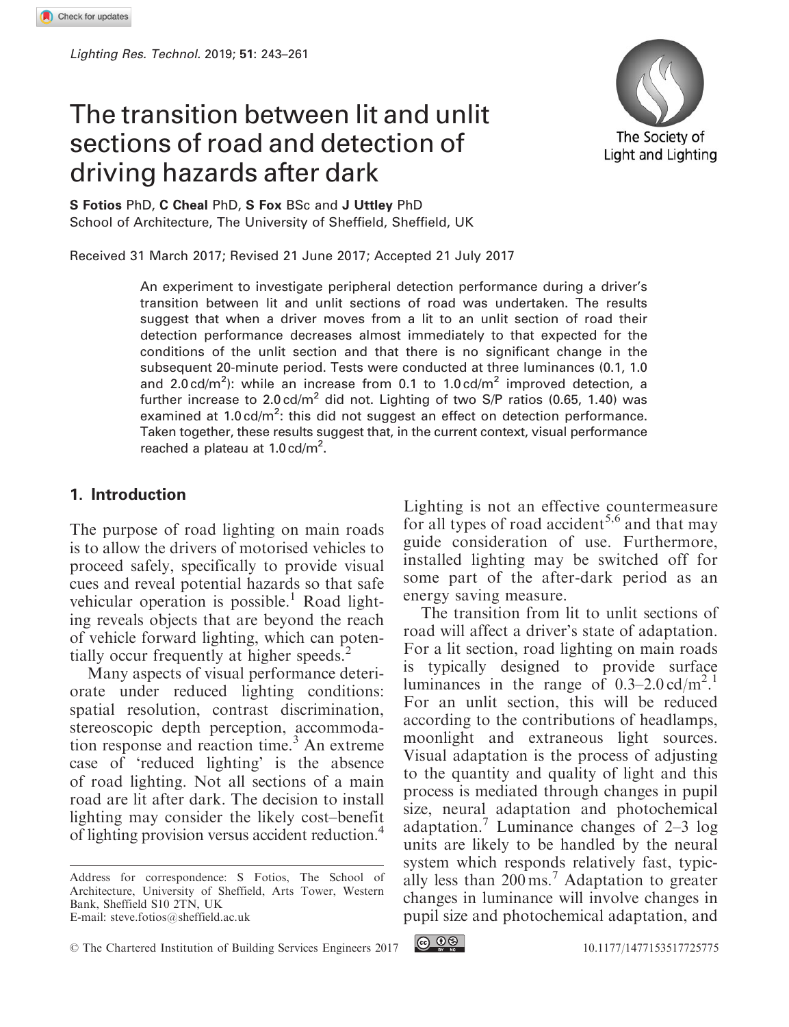# The transition between lit and unlit sections of road and detection of driving hazards after dark

**S Fotios** PhD, **C Cheal** PhD, **S Fox** BSc and **J Uttley** PhD
School of Architecture, The University of Sheffield, Sheffield, UK

Received 31 March 2017; Revised 21 June 2017; Accepted 21 July 2017

An experiment to investigate peripheral detection performance during a driver's transition between lit and unlit sections of road was undertaken. The results suggest that when a driver moves from a lit to an unlit section of road their detection performance decreases almost immediately to that expected for the conditions of the unlit section and that there is no significant change in the subsequent 20-minute period. Tests were conducted at three luminances (0.1, 1.0 and 2.0 cd/m$^2$): while an increase from 0.1 to 1.0 cd/m$^2$ improved detection, a further increase to 2.0 cd/m$^2$ did not. Lighting of two S/P ratios (0.65, 1.40) was examined at 1.0 cd/m$^2$: this did not suggest an effect on detection performance. Taken together, these results suggest that, in the current context, visual performance reached a plateau at 1.0 cd/m$^2$.

## 1. Introduction

The purpose of road lighting on main roads is to allow the drivers of motorised vehicles to proceed safely, specifically to provide visual cues and reveal potential hazards so that safe vehicular operation is possible.[1] Road lighting reveals objects that are beyond the reach of vehicle forward lighting, which can potentially occur frequently at higher speeds.[2]

Many aspects of visual performance deteriorate under reduced lighting conditions: spatial resolution, contrast discrimination, stereoscopic depth perception, accommodation response and reaction time.[3] An extreme case of 'reduced lighting' is the absence of road lighting. Not all sections of a main road are lit after dark. The decision to install lighting may consider the likely cost–benefit of lighting provision versus accident reduction.[4] Lighting is not an effective countermeasure for all types of road accident[5,6] and that may guide consideration of use. Furthermore, installed lighting may be switched off for some part of the after-dark period as an energy saving measure.

The transition from lit to unlit sections of road will affect a driver's state of adaptation. For a lit section, road lighting on main roads is typically designed to provide surface luminances in the range of 0.3–2.0 cd/m$^2$.[1] For an unlit section, this will be reduced according to the contributions of headlamps, moonlight and extraneous light sources. Visual adaptation is the process of adjusting to the quantity and quality of light and this process is mediated through changes in pupil size, neural adaptation and photochemical adaptation.[7] Luminance changes of 2–3 log units are likely to be handled by the neural system which responds relatively fast, typically less than 200 ms.[7] Adaptation to greater changes in luminance will involve changes in pupil size and photochemical adaptation, and

Address for correspondence: S Fotios, The School of Architecture, University of Sheffield, Arts Tower, Western Bank, Sheffield S10 2TN, UK
E-mail: steve.fotios@sheffield.ac.uk

© The Chartered Institution of Building Services Engineers 2017 10.1177/1477153517725775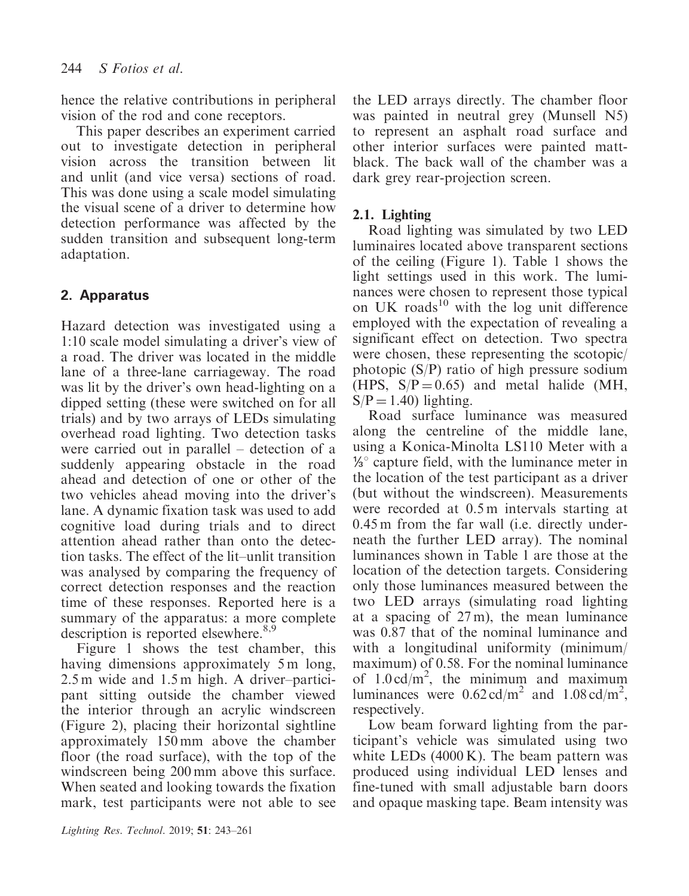hence the relative contributions in peripheral vision of the rod and cone receptors.

This paper describes an experiment carried out to investigate detection in peripheral vision across the transition between lit and unlit (and vice versa) sections of road. This was done using a scale model simulating the visual scene of a driver to determine how detection performance was affected by the sudden transition and subsequent long-term adaptation.

## 2. Apparatus

Hazard detection was investigated using a 1:10 scale model simulating a driver's view of a road. The driver was located in the middle lane of a three-lane carriageway. The road was lit by the driver's own head-lighting on a dipped setting (these were switched on for all trials) and by two arrays of LEDs simulating overhead road lighting. Two detection tasks were carried out in parallel – detection of a suddenly appearing obstacle in the road ahead and detection of one or other of the two vehicles ahead moving into the driver's lane. A dynamic fixation task was used to add cognitive load during trials and to direct attention ahead rather than onto the detection tasks. The effect of the lit–unlit transition was analysed by comparing the frequency of correct detection responses and the reaction time of these responses. Reported here is a summary of the apparatus: a more complete description is reported elsewhere.[8,9]

Figure 1 shows the test chamber, this having dimensions approximately 5 m long, 2.5 m wide and 1.5 m high. A driver–participant sitting outside the chamber viewed the interior through an acrylic windscreen (Figure 2), placing their horizontal sightline approximately 150 mm above the chamber floor (the road surface), with the top of the windscreen being 200 mm above this surface. When seated and looking towards the fixation mark, test participants were not able to see the LED arrays directly. The chamber floor was painted in neutral grey (Munsell N5) to represent an asphalt road surface and other interior surfaces were painted matt-black. The back wall of the chamber was a dark grey rear-projection screen.

### 2.1. Lighting

Road lighting was simulated by two LED luminaires located above transparent sections of the ceiling (Figure 1). Table 1 shows the light settings used in this work. The luminances were chosen to represent those typical on UK roads[10] with the log unit difference employed with the expectation of revealing a significant effect on detection. Two spectra were chosen, these representing the scotopic/photopic (S/P) ratio of high pressure sodium (HPS, $S/P = 0.65$) and metal halide (MH, $S/P = 1.40$) lighting.

Road surface luminance was measured along the centreline of the middle lane, using a Konica-Minolta LS110 Meter with a ⅓° capture field, with the luminance meter in the location of the test participant as a driver (but without the windscreen). Measurements were recorded at 0.5 m intervals starting at 0.45 m from the far wall (i.e. directly underneath the further LED array). The nominal luminances shown in Table 1 are those at the location of the detection targets. Considering only those luminances measured between the two LED arrays (simulating road lighting at a spacing of 27 m), the mean luminance was 0.87 that of the nominal luminance and with a longitudinal uniformity (minimum/maximum) of 0.58. For the nominal luminance of 1.0 cd/m$^2$, the minimum and maximum luminances were 0.62 cd/m$^2$ and 1.08 cd/m$^2$, respectively.

Low beam forward lighting from the participant's vehicle was simulated using two white LEDs (4000 K). The beam pattern was produced using individual LED lenses and fine-tuned with small adjustable barn doors and opaque masking tape. Beam intensity was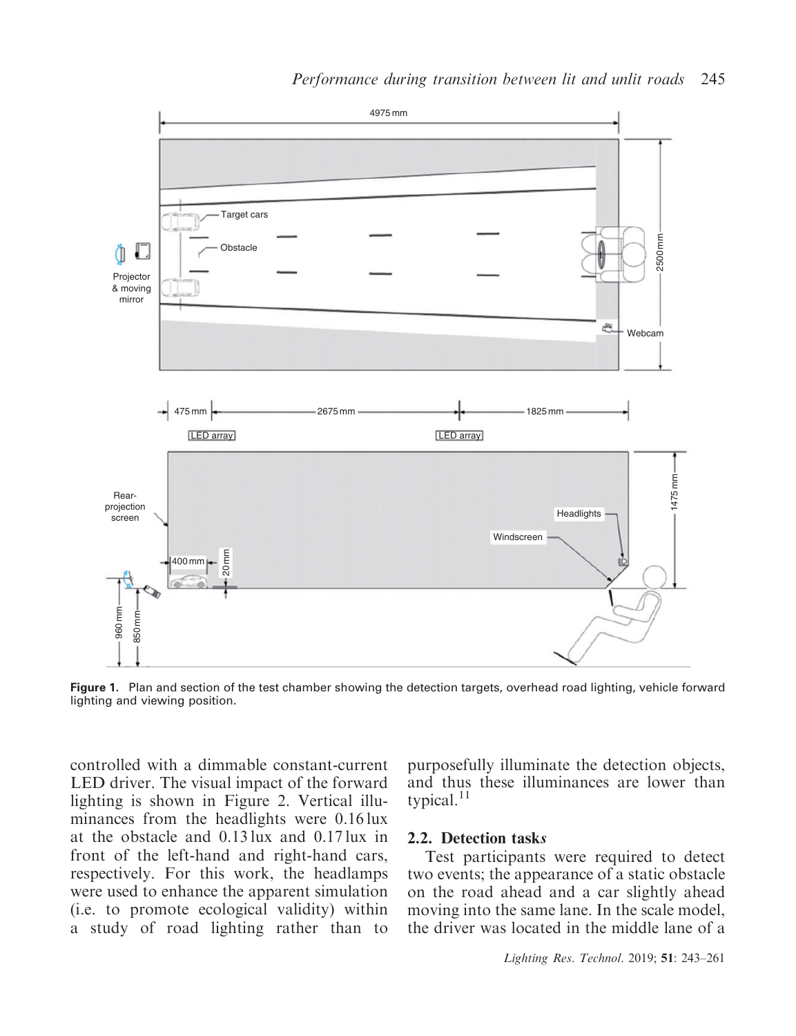Figure 1. Plan and section of the test chamber showing the detection targets, overhead road lighting, vehicle forward lighting and viewing position.

controlled with a dimmable constant-current LED driver. The visual impact of the forward lighting is shown in Figure 2. Vertical illuminances from the headlights were 0.16 lux at the obstacle and 0.13 lux and 0.17 lux in front of the left-hand and right-hand cars, respectively. For this work, the headlamps were used to enhance the apparent simulation (i.e. to promote ecological validity) within a study of road lighting rather than to purposefully illuminate the detection objects, and thus these illuminances are lower than typical.[11]

### 2.2. Detection tasks

Test participants were required to detect two events; the appearance of a static obstacle on the road ahead and a car slightly ahead moving into the same lane. In the scale model, the driver was located in the middle lane of a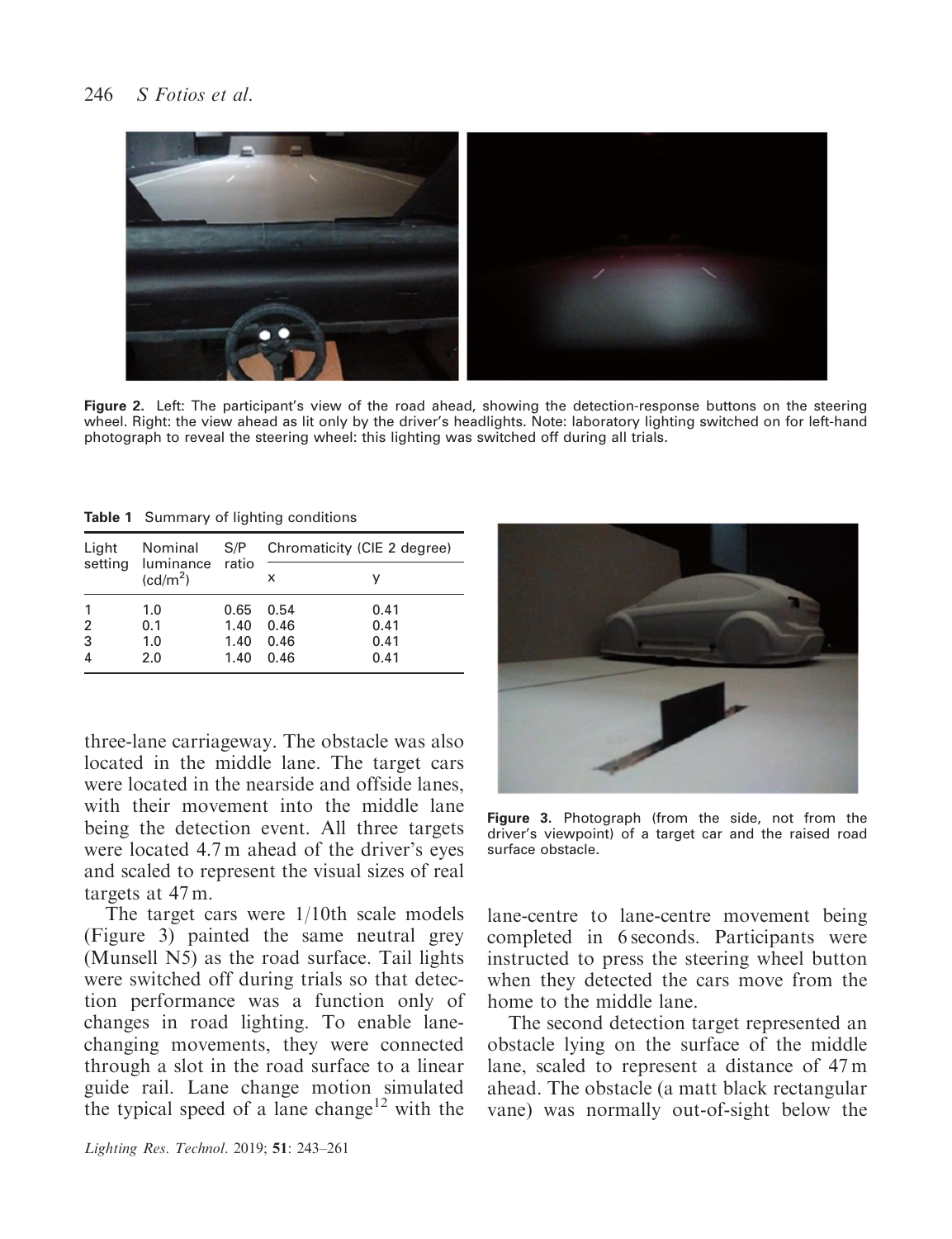Figure 2. Left: The participant's view of the road ahead, showing the detection-response buttons on the steering wheel. Right: the view ahead as lit only by the driver's headlights. Note: laboratory lighting switched on for left-hand photograph to reveal the steering wheel: this lighting was switched off during all trials.

**Table 1** Summary of lighting conditions

| Light setting | Nominal luminance (cd/m$^2$) | S/P ratio | Chromaticity (CIE 2 degree) | |
|---|---|---|---|---|
| | | | x | y |
| 1 | 1.0 | 0.65 | 0.54 | 0.41 |
| 2 | 0.1 | 1.40 | 0.46 | 0.41 |
| 3 | 1.0 | 1.40 | 0.46 | 0.41 |
| 4 | 2.0 | 1.40 | 0.46 | 0.41 |

three-lane carriageway. The obstacle was also located in the middle lane. The target cars were located in the nearside and offside lanes, with their movement into the middle lane being the detection event. All three targets were located 4.7 m ahead of the driver's eyes and scaled to represent the visual sizes of real targets at 47 m.

The target cars were 1/10th scale models (Figure 3) painted the same neutral grey (Munsell N5) as the road surface. Tail lights were switched off during trials so that detection performance was a function only of changes in road lighting. To enable lane-changing movements, they were connected through a slot in the road surface to a linear guide rail. Lane change motion simulated the typical speed of a lane change[12] with the lane-centre to lane-centre movement being completed in 6 seconds. Participants were instructed to press the steering wheel button when they detected the cars move from the home to the middle lane.

Figure 3. Photograph (from the side, not from the driver's viewpoint) of a target car and the raised road surface obstacle.

The second detection target represented an obstacle lying on the surface of the middle lane, scaled to represent a distance of 47 m ahead. The obstacle (a matt black rectangular vane) was normally out-of-sight below the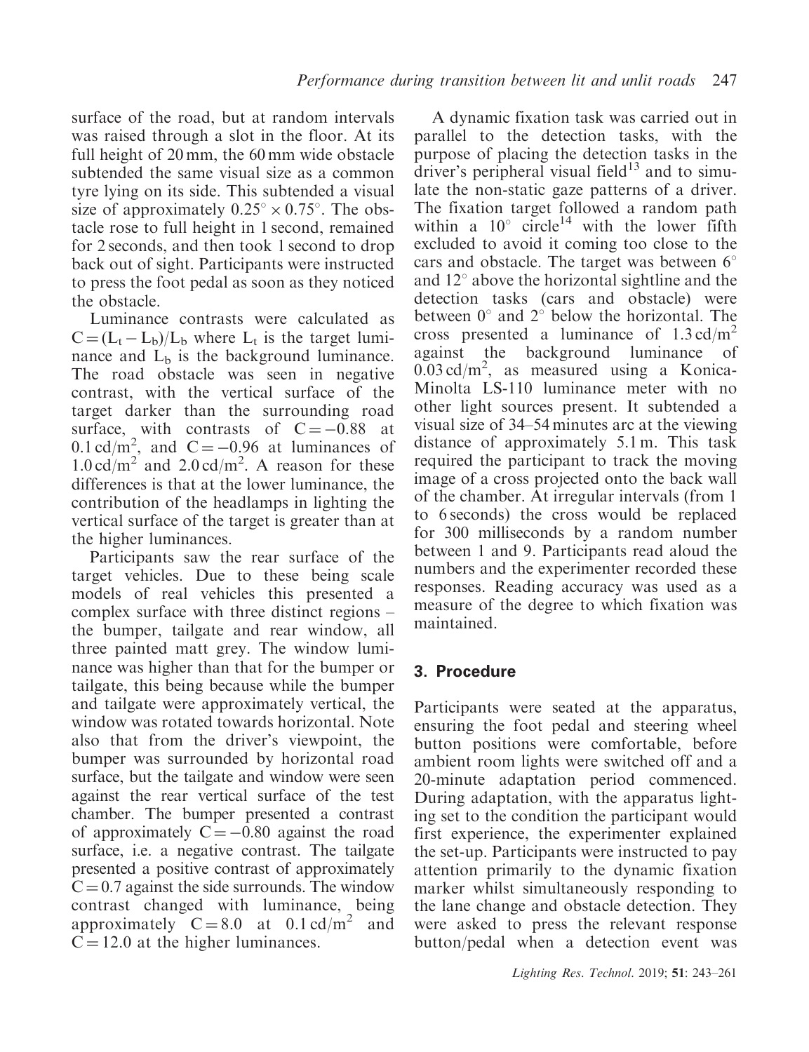surface of the road, but at random intervals was raised through a slot in the floor. At its full height of 20 mm, the 60 mm wide obstacle subtended the same visual size as a common tyre lying on its side. This subtended a visual size of approximately $0.25^{\circ} \times 0.75^{\circ}$. The obstacle rose to full height in 1 second, remained for 2 seconds, and then took 1 second to drop back out of sight. Participants were instructed to press the foot pedal as soon as they noticed the obstacle.

Luminance contrasts were calculated as $C = (L_t - L_b)/L_b$ where $L_t$ is the target luminance and $L_b$ is the background luminance. The road obstacle was seen in negative contrast, with the vertical surface of the target darker than the surrounding road surface, with contrasts of $C = -0.88$ at $0.1\,cd/m^2$, and $C = -0.96$ at luminances of $1.0\,cd/m^2$ and $2.0\,cd/m^2$. A reason for these differences is that at the lower luminance, the contribution of the headlamps in lighting the vertical surface of the target is greater than at the higher luminances.

Participants saw the rear surface of the target vehicles. Due to these being scale models of real vehicles this presented a complex surface with three distinct regions – the bumper, tailgate and rear window, all three painted matt grey. The window luminance was higher than that for the bumper or tailgate, this being because while the bumper and tailgate were approximately vertical, the window was rotated towards horizontal. Note also that from the driver's viewpoint, the bumper was surrounded by horizontal road surface, but the tailgate and window were seen against the rear vertical surface of the test chamber. The bumper presented a contrast of approximately $C = -0.80$ against the road surface, i.e. a negative contrast. The tailgate presented a positive contrast of approximately $C = 0.7$ against the side surrounds. The window contrast changed with luminance, being approximately $C = 8.0$ at $0.1\,cd/m^2$ and $C = 12.0$ at the higher luminances.

A dynamic fixation task was carried out in parallel to the detection tasks, with the purpose of placing the detection tasks in the driver's peripheral visual field[13] and to simulate the non-static gaze patterns of a driver. The fixation target followed a random path within a $10^{\circ}$ circle[14] with the lower fifth excluded to avoid it coming too close to the cars and obstacle. The target was between $6^{\circ}$ and $12^{\circ}$ above the horizontal sightline and the detection tasks (cars and obstacle) were between $0^{\circ}$ and $2^{\circ}$ below the horizontal. The cross presented a luminance of $1.3\,cd/m^2$ against the background luminance of $0.03\,cd/m^2$, as measured using a Konica-Minolta LS-110 luminance meter with no other light sources present. It subtended a visual size of 34–54 minutes arc at the viewing distance of approximately 5.1 m. This task required the participant to track the moving image of a cross projected onto the back wall of the chamber. At irregular intervals (from 1 to 6 seconds) the cross would be replaced for 300 milliseconds by a random number between 1 and 9. Participants read aloud the numbers and the experimenter recorded these responses. Reading accuracy was used as a measure of the degree to which fixation was maintained.

## 3. Procedure

Participants were seated at the apparatus, ensuring the foot pedal and steering wheel button positions were comfortable, before ambient room lights were switched off and a 20-minute adaptation period commenced. During adaptation, with the apparatus lighting set to the condition the participant would first experience, the experimenter explained the set-up. Participants were instructed to pay attention primarily to the dynamic fixation marker whilst simultaneously responding to the lane change and obstacle detection. They were asked to press the relevant response button/pedal when a detection event was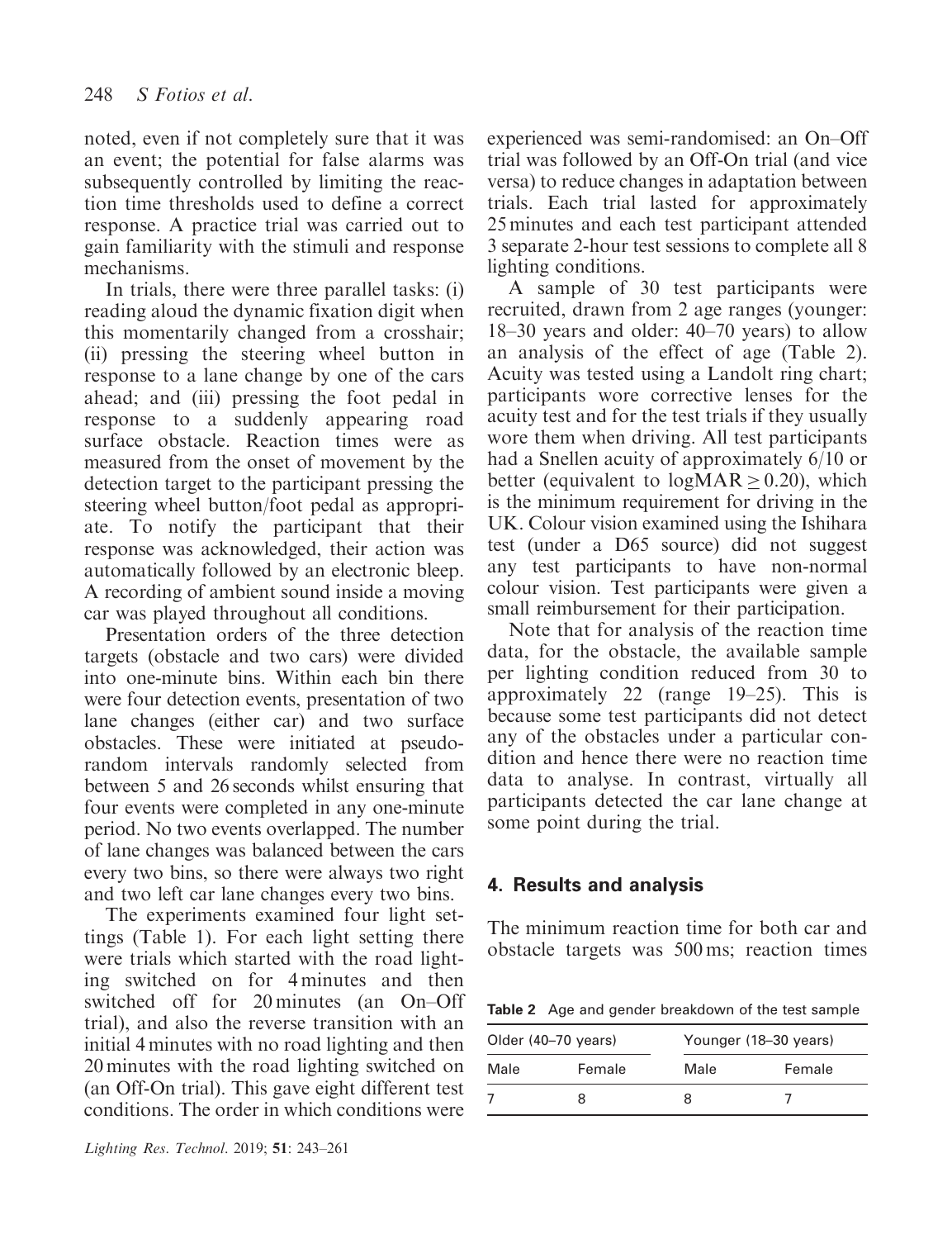noted, even if not completely sure that it was an event; the potential for false alarms was subsequently controlled by limiting the reaction time thresholds used to define a correct response. A practice trial was carried out to gain familiarity with the stimuli and response mechanisms.

In trials, there were three parallel tasks: (i) reading aloud the dynamic fixation digit when this momentarily changed from a crosshair; (ii) pressing the steering wheel button in response to a lane change by one of the cars ahead; and (iii) pressing the foot pedal in response to a suddenly appearing road surface obstacle. Reaction times were as measured from the onset of movement by the detection target to the participant pressing the steering wheel button/foot pedal as appropriate. To notify the participant that their response was acknowledged, their action was automatically followed by an electronic bleep. A recording of ambient sound inside a moving car was played throughout all conditions.

Presentation orders of the three detection targets (obstacle and two cars) were divided into one-minute bins. Within each bin there were four detection events, presentation of two lane changes (either car) and two surface obstacles. These were initiated at pseudo-random intervals randomly selected from between 5 and 26 seconds whilst ensuring that four events were completed in any one-minute period. No two events overlapped. The number of lane changes was balanced between the cars every two bins, so there were always two right and two left car lane changes every two bins.

The experiments examined four light settings (Table 1). For each light setting there were trials which started with the road lighting switched on for 4 minutes and then switched off for 20 minutes (an On–Off trial), and also the reverse transition with an initial 4 minutes with no road lighting and then 20 minutes with the road lighting switched on (an Off-On trial). This gave eight different test conditions. The order in which conditions were experienced was semi-randomised: an On–Off trial was followed by an Off-On trial (and vice versa) to reduce changes in adaptation between trials. Each trial lasted for approximately 25 minutes and each test participant attended 3 separate 2-hour test sessions to complete all 8 lighting conditions.

A sample of 30 test participants were recruited, drawn from 2 age ranges (younger: 18–30 years and older: 40–70 years) to allow an analysis of the effect of age (Table 2). Acuity was tested using a Landolt ring chart; participants wore corrective lenses for the acuity test and for the test trials if they usually wore them when driving. All test participants had a Snellen acuity of approximately 6/10 or better (equivalent to logMAR $\geq 0.20$), which is the minimum requirement for driving in the UK. Colour vision examined using the Ishihara test (under a D65 source) did not suggest any test participants to have non-normal colour vision. Test participants were given a small reimbursement for their participation.

Note that for analysis of the reaction time data, for the obstacle, the available sample per lighting condition reduced from 30 to approximately 22 (range 19–25). This is because some test participants did not detect any of the obstacles under a particular condition and hence there were no reaction time data to analyse. In contrast, virtually all participants detected the car lane change at some point during the trial.

## 4. Results and analysis

The minimum reaction time for both car and obstacle targets was 500 ms; reaction times

**Table 2** Age and gender breakdown of the test sample

| Older (40–70 years) | | Younger (18–30 years) | |
|---|---|---|---|
| Male | Female | Male | Female |
| 7 | 8 | 8 | 7 |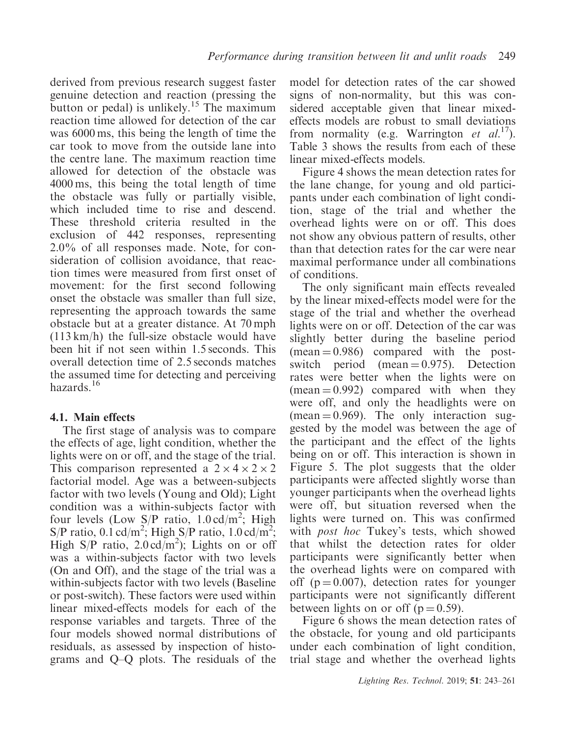derived from previous research suggest faster genuine detection and reaction (pressing the button or pedal) is unlikely.[15] The maximum reaction time allowed for detection of the car was 6000 ms, this being the length of time the car took to move from the outside lane into the centre lane. The maximum reaction time allowed for detection of the obstacle was 4000 ms, this being the total length of time the obstacle was fully or partially visible, which included time to rise and descend. These threshold criteria resulted in the exclusion of 442 responses, representing 2.0% of all responses made. Note, for consideration of collision avoidance, that reaction times were measured from first onset of movement: for the first second following onset the obstacle was smaller than full size, representing the approach towards the same obstacle but at a greater distance. At 70 mph (113 km/h) the full-size obstacle would have been hit if not seen within 1.5 seconds. This overall detection time of 2.5 seconds matches the assumed time for detecting and perceiving hazards.[16]

### 4.1. Main effects

The first stage of analysis was to compare the effects of age, light condition, whether the lights were on or off, and the stage of the trial. This comparison represented a $2 \times 4 \times 2 \times 2$ factorial model. Age was a between-subjects factor with two levels (Young and Old); Light condition was a within-subjects factor with four levels (Low S/P ratio, 1.0 cd/m$^2$; High S/P ratio, 0.1 cd/m$^2$; High S/P ratio, 1.0 cd/m$^2$; High S/P ratio, 2.0 cd/m$^2$); Lights on or off was a within-subjects factor with two levels (On and Off), and the stage of the trial was a within-subjects factor with two levels (Baseline or post-switch). These factors were used within linear mixed-effects models for each of the response variables and targets. Three of the four models showed normal distributions of residuals, as assessed by inspection of histograms and Q–Q plots. The residuals of the model for detection rates of the car showed signs of non-normality, but this was considered acceptable given that linear mixed-effects models are robust to small deviations from normality (e.g. Warrington *et al.*[17]). Table 3 shows the results from each of these linear mixed-effects models.

Figure 4 shows the mean detection rates for the lane change, for young and old participants under each combination of light condition, stage of the trial and whether the overhead lights were on or off. This does not show any obvious pattern of results, other than that detection rates for the car were near maximal performance under all combinations of conditions.

The only significant main effects revealed by the linear mixed-effects model were for the stage of the trial and whether the overhead lights were on or off. Detection of the car was slightly better during the baseline period (mean = 0.986) compared with the post-switch period (mean = 0.975). Detection rates were better when the lights were on (mean = 0.992) compared with when they were off, and only the headlights were on (mean = 0.969). The only interaction suggested by the model was between the age of the participant and the effect of the lights being on or off. This interaction is shown in Figure 5. The plot suggests that the older participants were affected slightly worse than younger participants when the overhead lights were off, but situation reversed when the lights were turned on. This was confirmed with *post hoc* Tukey's tests, which showed that whilst the detection rates for older participants were significantly better when the overhead lights were on compared with off ($p = 0.007$), detection rates for younger participants were not significantly different between lights on or off ($p = 0.59$).

Figure 6 shows the mean detection rates of the obstacle, for young and old participants under each combination of light condition, trial stage and whether the overhead lights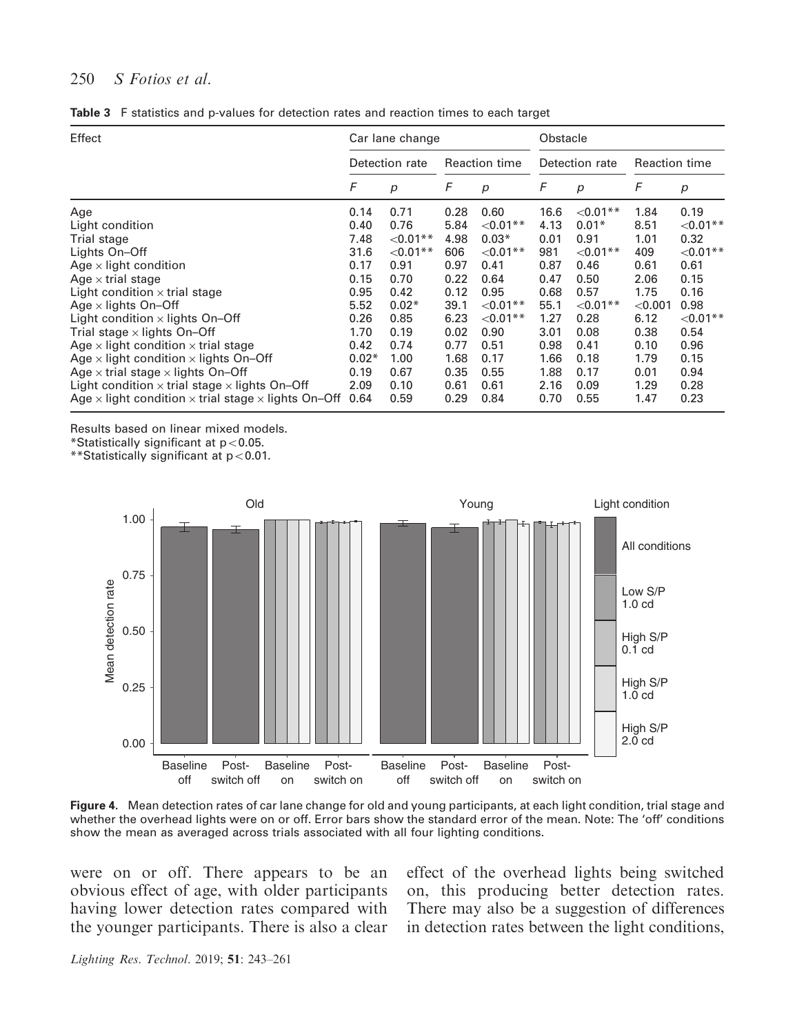**Table 3** F statistics and p-values for detection rates and reaction times to each target

| Effect | Car lane change | | | | Obstacle | | | |
|---|---|---|---|---|---|---|---|---|
| | Detection rate | | Reaction time | | Detection rate | | Reaction time | |
| | *F* | *p* | *F* | *p* | *F* | *p* | *F* | *p* |
| Age | 0.14 | 0.71 | 0.28 | 0.60 | 16.6 | <0.01** | 1.84 | 0.19 |
| Light condition | 0.40 | 0.76 | 5.84 | <0.01** | 4.13 | 0.01* | 8.51 | <0.01** |
| Trial stage | 7.48 | <0.01** | 4.98 | 0.03* | 0.01 | 0.91 | 1.01 | 0.32 |
| Lights On–Off | 31.6 | <0.01** | 606 | <0.01** | 981 | <0.01** | 409 | <0.01** |
| Age × light condition | 0.17 | 0.91 | 0.97 | 0.41 | 0.87 | 0.46 | 0.61 | 0.61 |
| Age × trial stage | 0.15 | 0.70 | 0.22 | 0.64 | 0.47 | 0.50 | 2.06 | 0.15 |
| Light condition × trial stage | 0.95 | 0.42 | 0.12 | 0.95 | 0.68 | 0.57 | 1.75 | 0.16 |
| Age × lights On–Off | 5.52 | 0.02* | 39.1 | <0.01** | 55.1 | <0.01** | <0.001 | 0.98 |
| Light condition × lights On–Off | 0.26 | 0.85 | 6.23 | <0.01** | 1.27 | 0.28 | 6.12 | <0.01** |
| Trial stage × lights On–Off | 1.70 | 0.19 | 0.02 | 0.90 | 3.01 | 0.08 | 0.38 | 0.54 |
| Age × light condition × trial stage | 0.42 | 0.74 | 0.77 | 0.51 | 0.98 | 0.41 | 0.10 | 0.96 |
| Age × light condition × lights On–Off | 0.02* | 1.00 | 1.68 | 0.17 | 1.66 | 0.18 | 1.79 | 0.15 |
| Age × trial stage × lights On–Off | 0.19 | 0.67 | 0.35 | 0.55 | 1.88 | 0.17 | 0.01 | 0.94 |
| Light condition × trial stage × lights On–Off | 2.09 | 0.10 | 0.61 | 0.61 | 2.16 | 0.09 | 1.29 | 0.28 |
| Age × light condition × trial stage × lights On–Off | 0.64 | 0.59 | 0.29 | 0.84 | 0.70 | 0.55 | 1.47 | 0.23 |

Results based on linear mixed models.
*Statistically significant at p < 0.05.
**Statistically significant at p < 0.01.

**Figure 4.** Mean detection rates of car lane change for old and young participants, at each light condition, trial stage and whether the overhead lights were on or off. Error bars show the standard error of the mean. Note: The 'off' conditions show the mean as averaged across trials associated with all four lighting conditions.

were on or off. There appears to be an obvious effect of age, with older participants having lower detection rates compared with the younger participants. There is also a clear effect of the overhead lights being switched on, this producing better detection rates. There may also be a suggestion of differences in detection rates between the light conditions,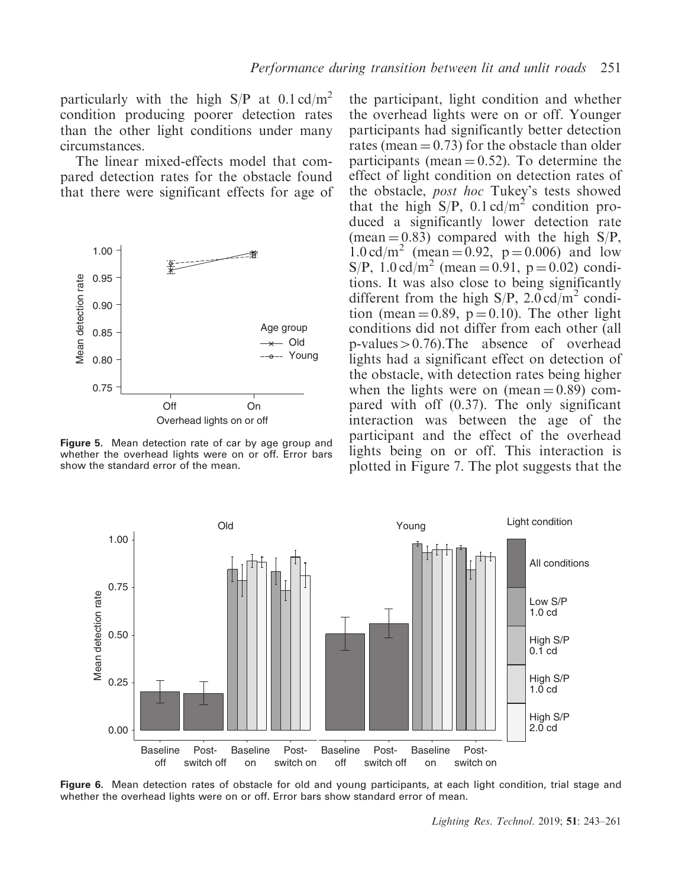particularly with the high S/P at 0.1 cd/m$^2$ condition producing poorer detection rates than the other light conditions under many circumstances.

The linear mixed-effects model that compared detection rates for the obstacle found that there were significant effects for age of the participant, light condition and whether the overhead lights were on or off. Younger participants had significantly better detection rates (mean = 0.73) for the obstacle than older participants (mean = 0.52). To determine the effect of light condition on detection rates of the obstacle, *post hoc* Tukey's tests showed that the high S/P, 0.1 cd/m$^2$ condition produced a significantly lower detection rate (mean = 0.83) compared with the high S/P, 1.0 cd/m$^2$ (mean = 0.92, $p = 0.006$) and low S/P, 1.0 cd/m$^2$ (mean = 0.91, $p = 0.02$) conditions. It was also close to being significantly different from the high S/P, 2.0 cd/m$^2$ condition (mean = 0.89, $p = 0.10$). The other light conditions did not differ from each other (all p-values > 0.76).The absence of overhead lights had a significant effect on detection of the obstacle, with detection rates being higher when the lights were on (mean = 0.89) compared with off (0.37). The only significant interaction was between the age of the participant and the effect of the overhead lights being on or off. This interaction is plotted in Figure 7. The plot suggests that the

**Figure 5.** Mean detection rate of car by age group and whether the overhead lights were on or off. Error bars show the standard error of the mean.

**Figure 6.** Mean detection rates of obstacle for old and young participants, at each light condition, trial stage and whether the overhead lights were on or off. Error bars show standard error of mean.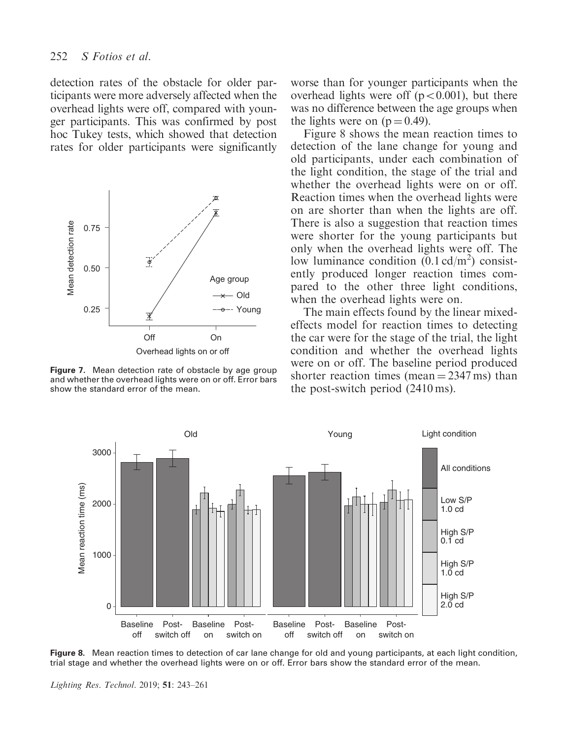detection rates of the obstacle for older participants were more adversely affected when the overhead lights were off, compared with younger participants. This was confirmed by post hoc Tukey tests, which showed that detection rates for older participants were significantly worse than for younger participants when the overhead lights were off ($p < 0.001$), but there was no difference between the age groups when the lights were on ($p = 0.49$).

**Figure 7.** Mean detection rate of obstacle by age group and whether the overhead lights were on or off. Error bars show the standard error of the mean.

Figure 8 shows the mean reaction times to detection of the lane change for young and old participants, under each combination of the light condition, the stage of the trial and whether the overhead lights were on or off. Reaction times when the overhead lights were on are shorter than when the lights are off. There is also a suggestion that reaction times were shorter for the young participants but only when the overhead lights were off. The low luminance condition (0.1 cd/m$^2$) consistently produced longer reaction times compared to the other three light conditions, when the overhead lights were on.

The main effects found by the linear mixed-effects model for reaction times to detecting the car were for the stage of the trial, the light condition and whether the overhead lights were on or off. The baseline period produced shorter reaction times (mean = 2347 ms) than the post-switch period (2410 ms).

**Figure 8.** Mean reaction times to detection of car lane change for old and young participants, at each light condition, trial stage and whether the overhead lights were on or off. Error bars show the standard error of the mean.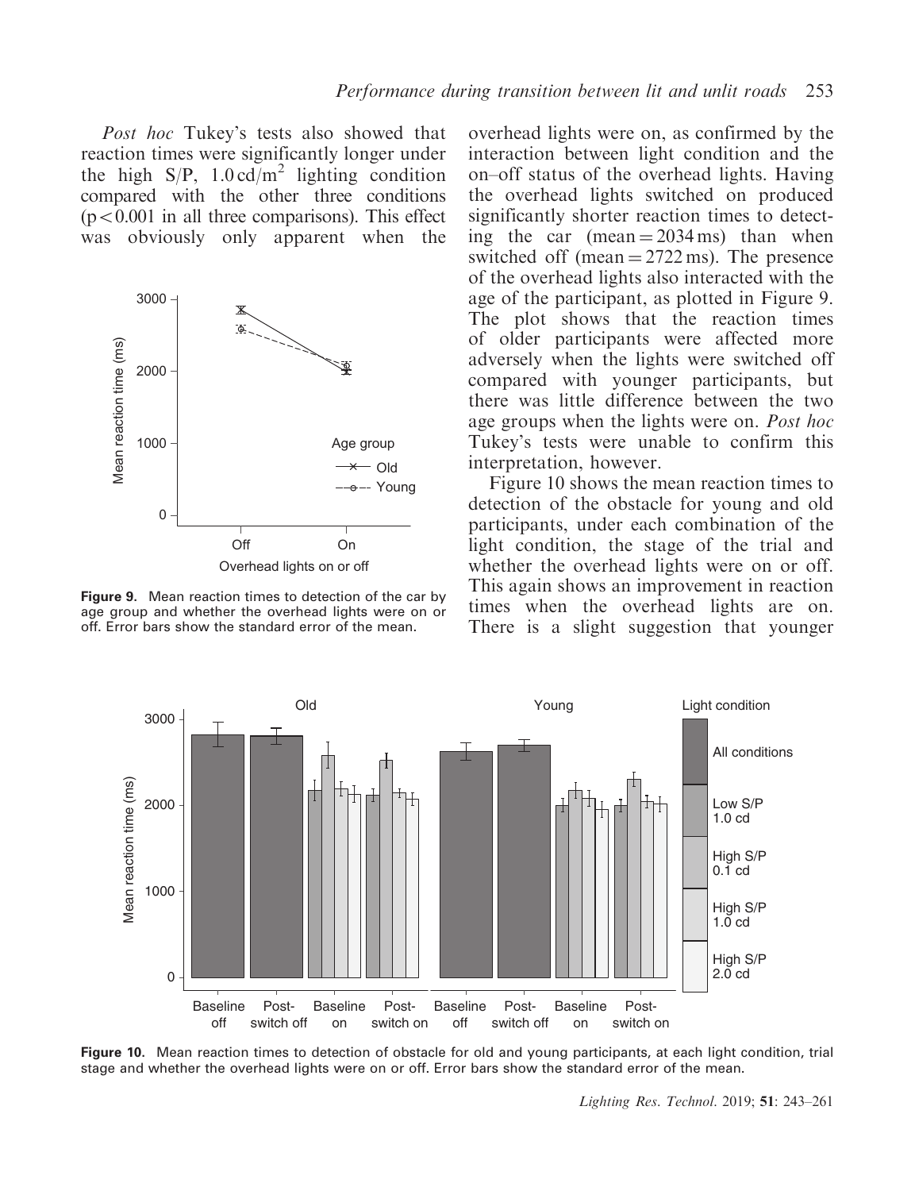*Post hoc* Tukey's tests also showed that reaction times were significantly longer under the high S/P, 1.0 cd/m$^2$ lighting condition compared with the other three conditions ($p < 0.001$ in all three comparisons). This effect was obviously only apparent when the overhead lights were on, as confirmed by the interaction between light condition and the on–off status of the overhead lights. Having the overhead lights switched on produced significantly shorter reaction times to detecting the car (mean = 2034 ms) than when switched off (mean = 2722 ms). The presence of the overhead lights also interacted with the age of the participant, as plotted in Figure 9. The plot shows that the reaction times of older participants were affected more adversely when the lights were switched off compared with younger participants, but there was little difference between the two age groups when the lights were on. *Post hoc* Tukey's tests were unable to confirm this interpretation, however.

**Figure 9.** Mean reaction times to detection of the car by age group and whether the overhead lights were on or off. Error bars show the standard error of the mean.

Figure 10 shows the mean reaction times to detection of the obstacle for young and old participants, under each combination of the light condition, the stage of the trial and whether the overhead lights were on or off. This again shows an improvement in reaction times when the overhead lights are on. There is a slight suggestion that younger

**Figure 10.** Mean reaction times to detection of obstacle for old and young participants, at each light condition, trial stage and whether the overhead lights were on or off. Error bars show the standard error of the mean.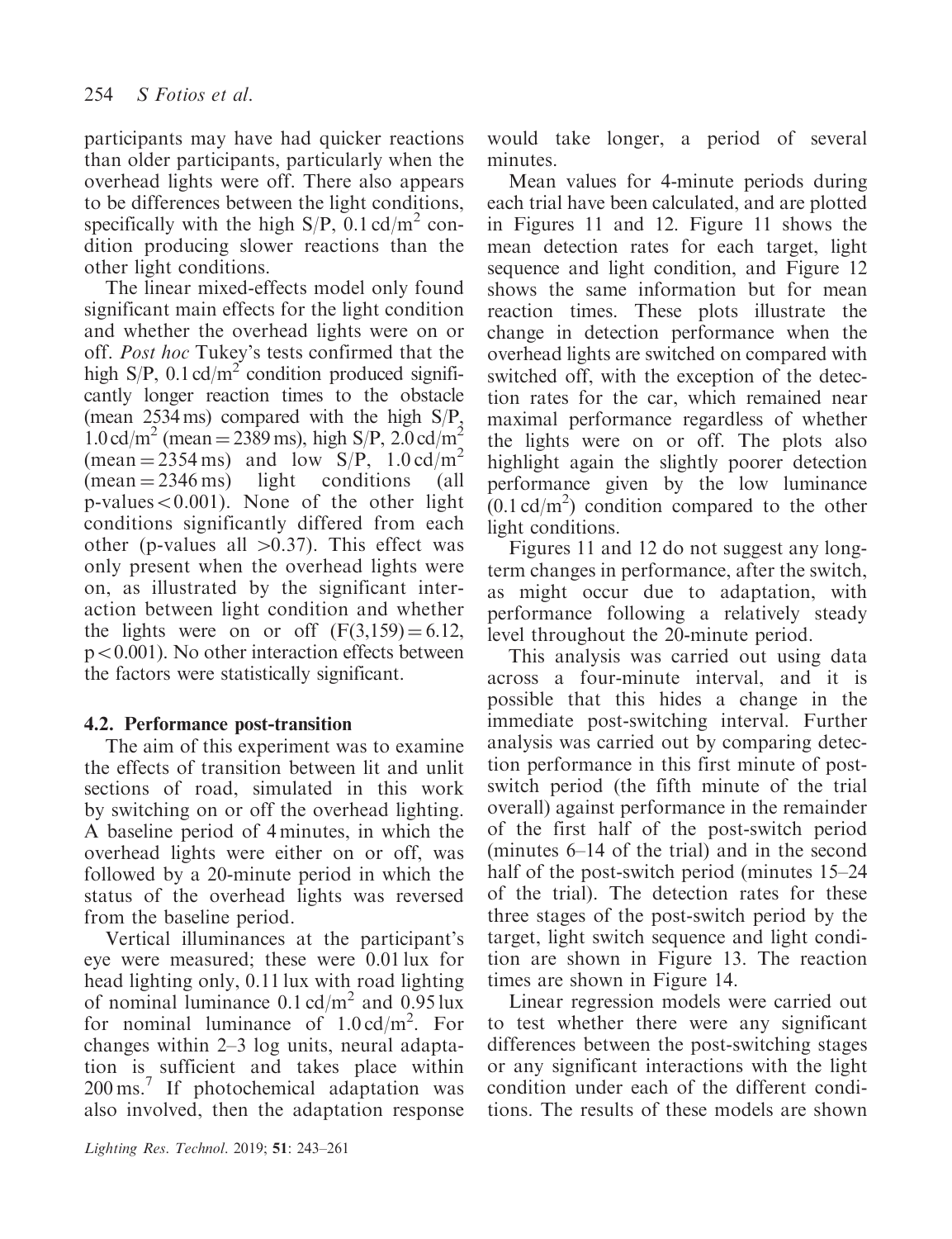participants may have had quicker reactions than older participants, particularly when the overhead lights were off. There also appears to be differences between the light conditions, specifically with the high S/P, 0.1 cd/m$^2$ condition producing slower reactions than the other light conditions.

The linear mixed-effects model only found significant main effects for the light condition and whether the overhead lights were on or off. *Post hoc* Tukey's tests confirmed that the high S/P, 0.1 cd/m$^2$ condition produced significantly longer reaction times to the obstacle (mean 2534 ms) compared with the high S/P, 1.0 cd/m$^2$ (mean = 2389 ms), high S/P, 2.0 cd/m$^2$ (mean = 2354 ms) and low S/P, 1.0 cd/m$^2$ (mean = 2346 ms) light conditions (all p-values < 0.001). None of the other light conditions significantly differed from each other (p-values all >0.37). This effect was only present when the overhead lights were on, as illustrated by the significant interaction between light condition and whether the lights were on or off ($F(3,159) = 6.12$, $p < 0.001$). No other interaction effects between the factors were statistically significant.

### 4.2. Performance post-transition

The aim of this experiment was to examine the effects of transition between lit and unlit sections of road, simulated in this work by switching on or off the overhead lighting. A baseline period of 4 minutes, in which the overhead lights were either on or off, was followed by a 20-minute period in which the status of the overhead lights was reversed from the baseline period.

Vertical illuminances at the participant's eye were measured; these were 0.01 lux for head lighting only, 0.11 lux with road lighting of nominal luminance 0.1 cd/m$^2$ and 0.95 lux for nominal luminance of 1.0 cd/m$^2$. For changes within 2–3 log units, neural adaptation is sufficient and takes place within 200 ms.[7] If photochemical adaptation was also involved, then the adaptation response would take longer, a period of several minutes.

Mean values for 4-minute periods during each trial have been calculated, and are plotted in Figures 11 and 12. Figure 11 shows the mean detection rates for each target, light sequence and light condition, and Figure 12 shows the same information but for mean reaction times. These plots illustrate the change in detection performance when the overhead lights are switched on compared with switched off, with the exception of the detection rates for the car, which remained near maximal performance regardless of whether the lights were on or off. The plots also highlight again the slightly poorer detection performance given by the low luminance (0.1 cd/m$^2$) condition compared to the other light conditions.

Figures 11 and 12 do not suggest any long-term changes in performance, after the switch, as might occur due to adaptation, with performance following a relatively steady level throughout the 20-minute period.

This analysis was carried out using data across a four-minute interval, and it is possible that this hides a change in the immediate post-switching interval. Further analysis was carried out by comparing detection performance in this first minute of post-switch period (the fifth minute of the trial overall) against performance in the remainder of the first half of the post-switch period (minutes 6–14 of the trial) and in the second half of the post-switch period (minutes 15–24 of the trial). The detection rates for these three stages of the post-switch period by the target, light switch sequence and light condition are shown in Figure 13. The reaction times are shown in Figure 14.

Linear regression models were carried out to test whether there were any significant differences between the post-switching stages or any significant interactions with the light condition under each of the different conditions. The results of these models are shown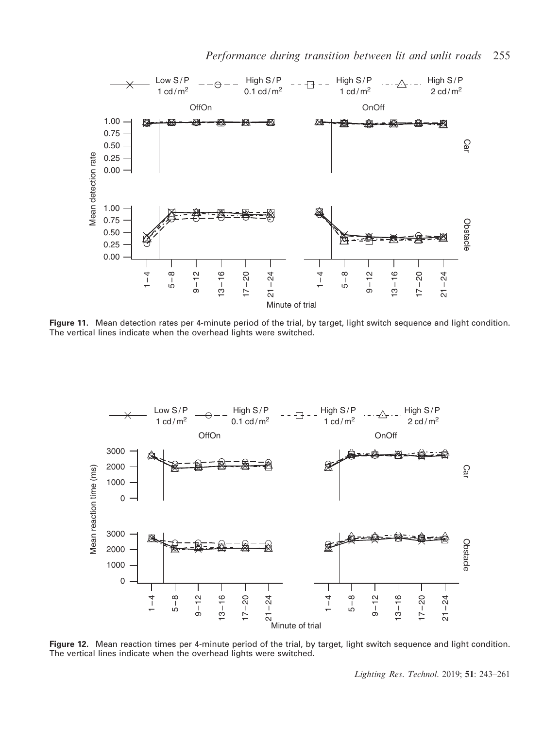**Figure 11.** Mean detection rates per 4-minute period of the trial, by target, light switch sequence and light condition. The vertical lines indicate when the overhead lights were switched.

**Figure 12.** Mean reaction times per 4-minute period of the trial, by target, light switch sequence and light condition. The vertical lines indicate when the overhead lights were switched.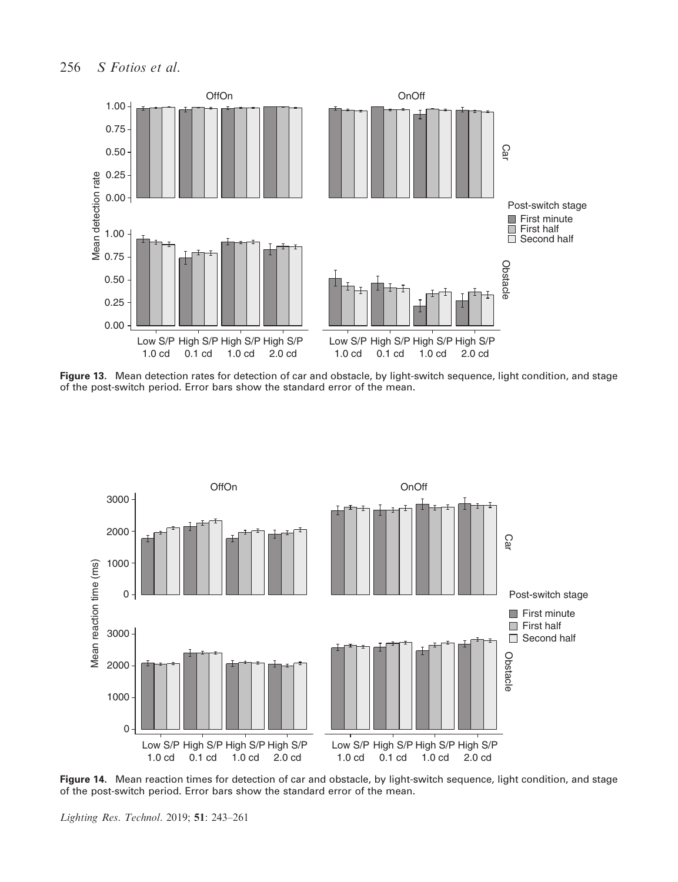**Figure 13.** Mean detection rates for detection of car and obstacle, by light-switch sequence, light condition, and stage of the post-switch period. Error bars show the standard error of the mean.

**Figure 14.** Mean reaction times for detection of car and obstacle, by light-switch sequence, light condition, and stage of the post-switch period. Error bars show the standard error of the mean.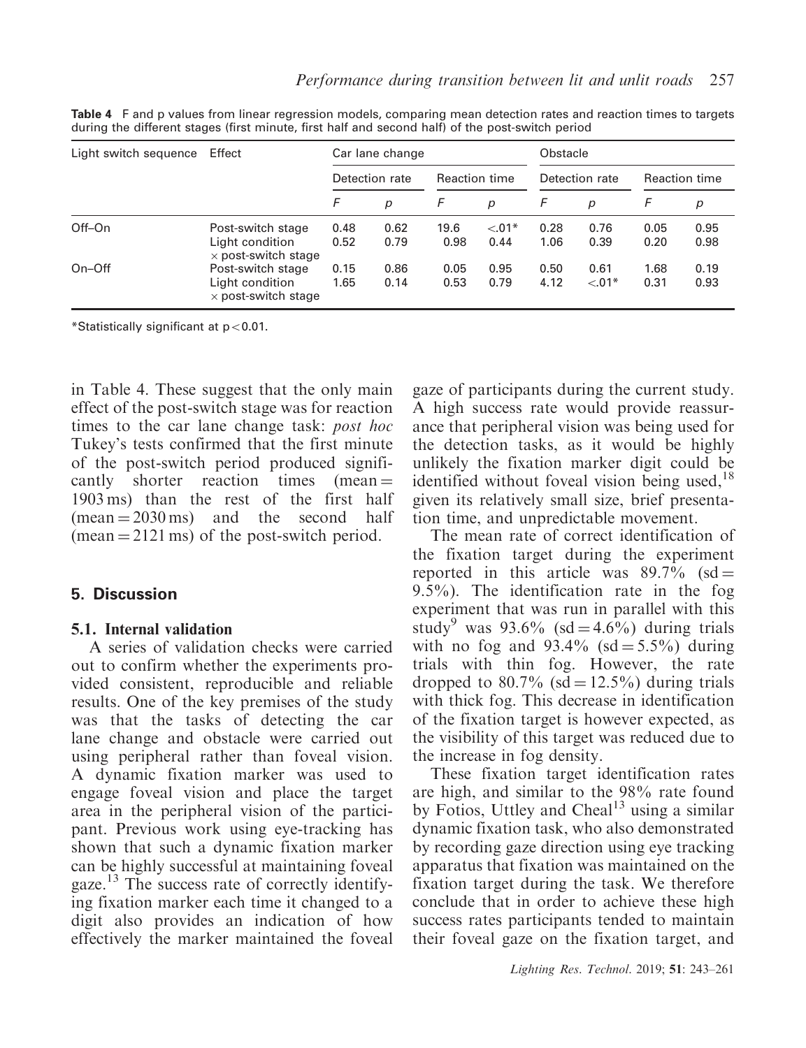**Table 4** F and p values from linear regression models, comparing mean detection rates and reaction times to targets during the different stages (first minute, first half and second half) of the post-switch period

| Light switch sequence | Effect | Car lane change | | | | Obstacle | | | |
|---|---|---|---|---|---|---|---|---|---|
| | | Detection rate | | Reaction time | | Detection rate | | Reaction time | |
| | | *F* | *p* | *F* | *p* | *F* | *p* | *F* | *p* |
| Off–On | Post-switch stage | 0.48 | 0.62 | 19.6 | <.01* | 0.28 | 0.76 | 0.05 | 0.95 |
| | Light condition × post-switch stage | 0.52 | 0.79 | 0.98 | 0.44 | 1.06 | 0.39 | 0.20 | 0.98 |
| On–Off | Post-switch stage | 0.15 | 0.86 | 0.05 | 0.95 | 0.50 | 0.61 | 1.68 | 0.19 |
| | Light condition × post-switch stage | 1.65 | 0.14 | 0.53 | 0.79 | 4.12 | <.01* | 0.31 | 0.93 |

*Statistically significant at $p < 0.01$.

in Table 4. These suggest that the only main effect of the post-switch stage was for reaction times to the car lane change task: *post hoc* Tukey's tests confirmed that the first minute of the post-switch period produced significantly shorter reaction times (mean = 1903 ms) than the rest of the first half (mean = 2030 ms) and the second half (mean = 2121 ms) of the post-switch period.

## 5. Discussion

### 5.1. Internal validation

A series of validation checks were carried out to confirm whether the experiments provided consistent, reproducible and reliable results. One of the key premises of the study was that the tasks of detecting the car lane change and obstacle were carried out using peripheral rather than foveal vision. A dynamic fixation marker was used to engage foveal vision and place the target area in the peripheral vision of the participant. Previous work using eye-tracking has shown that such a dynamic fixation marker can be highly successful at maintaining foveal gaze.[13] The success rate of correctly identifying fixation marker each time it changed to a digit also provides an indication of how effectively the marker maintained the foveal gaze of participants during the current study. A high success rate would provide reassurance that peripheral vision was being used for the detection tasks, as it would be highly unlikely the fixation marker digit could be identified without foveal vision being used,[18] given its relatively small size, brief presentation time, and unpredictable movement.

The mean rate of correct identification of the fixation target during the experiment reported in this article was 89.7% (sd = 9.5%). The identification rate in the fog experiment that was run in parallel with this study[9] was 93.6% (sd = 4.6%) during trials with no fog and 93.4% (sd = 5.5%) during trials with thin fog. However, the rate dropped to 80.7% (sd = 12.5%) during trials with thick fog. This decrease in identification of the fixation target is however expected, as the visibility of this target was reduced due to the increase in fog density.

These fixation target identification rates are high, and similar to the 98% rate found by Fotios, Uttley and Cheal[13] using a similar dynamic fixation task, who also demonstrated by recording gaze direction using eye tracking apparatus that fixation was maintained on the fixation target during the task. We therefore conclude that in order to achieve these high success rates participants tended to maintain their foveal gaze on the fixation target, and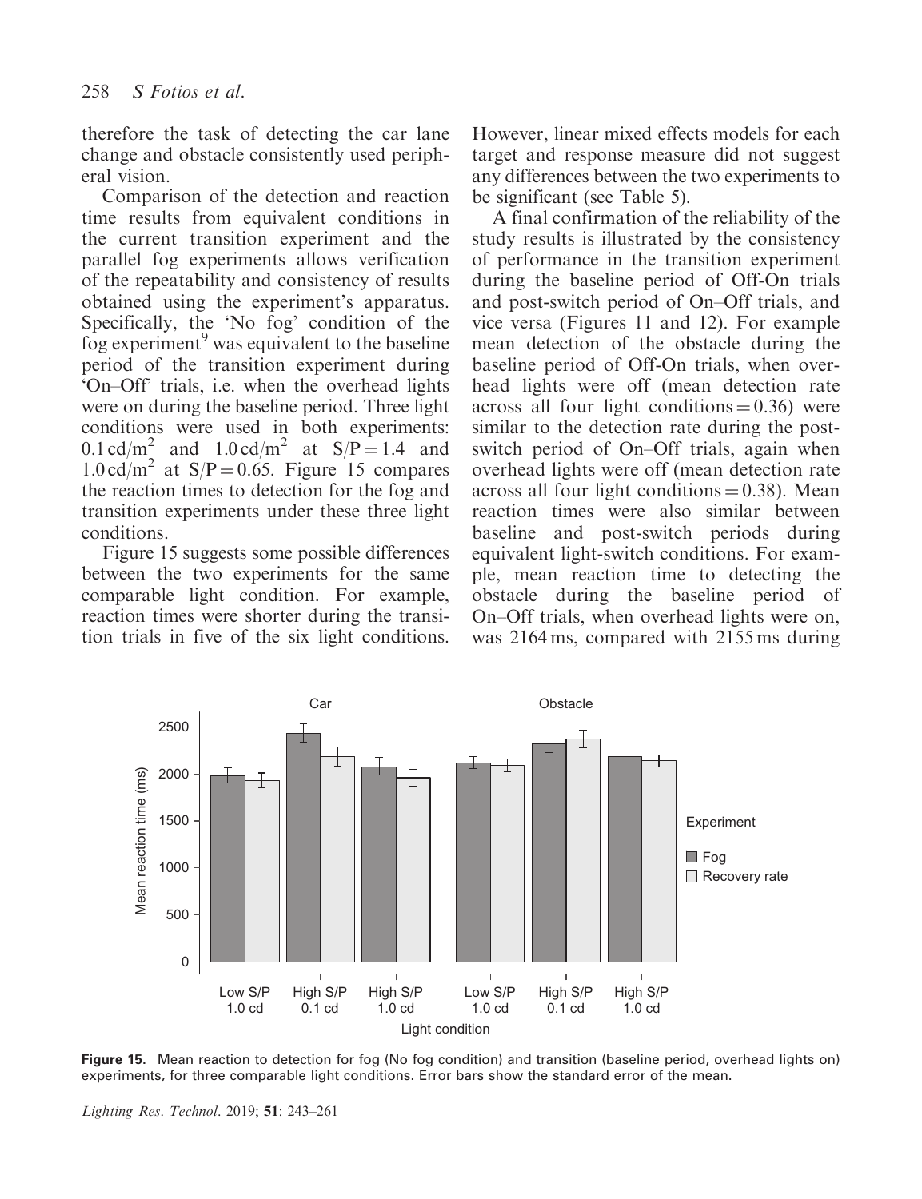therefore the task of detecting the car lane change and obstacle consistently used peripheral vision.

Comparison of the detection and reaction time results from equivalent conditions in the current transition experiment and the parallel fog experiments allows verification of the repeatability and consistency of results obtained using the experiment's apparatus. Specifically, the 'No fog' condition of the fog experiment[9] was equivalent to the baseline period of the transition experiment during 'On–Off' trials, i.e. when the overhead lights were on during the baseline period. Three light conditions were used in both experiments: $0.1\,cd/m^2$ and $1.0\,cd/m^2$ at $S/P = 1.4$ and $1.0\,cd/m^2$ at $S/P = 0.65$. Figure 15 compares the reaction times to detection for the fog and transition experiments under these three light conditions.

Figure 15 suggests some possible differences between the two experiments for the same comparable light condition. For example, reaction times were shorter during the transition trials in five of the six light conditions. However, linear mixed effects models for each target and response measure did not suggest any differences between the two experiments to be significant (see Table 5).

A final confirmation of the reliability of the study results is illustrated by the consistency of performance in the transition experiment during the baseline period of Off-On trials and post-switch period of On–Off trials, and vice versa (Figures 11 and 12). For example mean detection of the obstacle during the baseline period of Off-On trials, when overhead lights were off (mean detection rate across all four light conditions = 0.36) were similar to the detection rate during the post-switch period of On–Off trials, again when overhead lights were off (mean detection rate across all four light conditions = 0.38). Mean reaction times were also similar between baseline and post-switch periods during equivalent light-switch conditions. For example, mean reaction time to detecting the obstacle during the baseline period of On–Off trials, when overhead lights were on, was 2164 ms, compared with 2155 ms during

**Figure 15.** Mean reaction to detection for fog (No fog condition) and transition (baseline period, overhead lights on) experiments, for three comparable light conditions. Error bars show the standard error of the mean.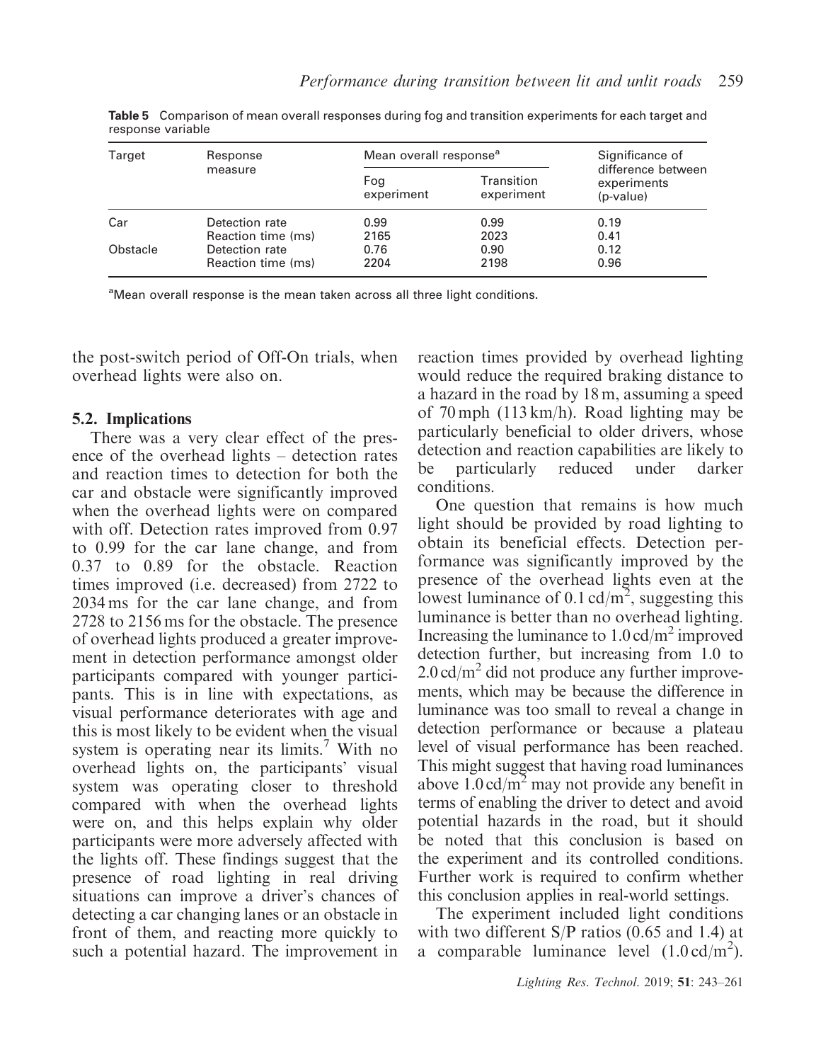**Table 5** Comparison of mean overall responses during fog and transition experiments for each target and response variable

| Target | Response measure | Mean overall response[a] | | Significance of difference between experiments (p-value) |
|---|---|---|---|---|
| | | Fog experiment | Transition experiment | |
| Car | Detection rate | 0.99 | 0.99 | 0.19 |
| | Reaction time (ms) | 2165 | 2023 | 0.41 |
| Obstacle | Detection rate | 0.76 | 0.90 | 0.12 |
| | Reaction time (ms) | 2204 | 2198 | 0.96 |

[a]Mean overall response is the mean taken across all three light conditions.

the post-switch period of Off-On trials, when overhead lights were also on.

### 5.2. Implications

There was a very clear effect of the presence of the overhead lights – detection rates and reaction times to detection for both the car and obstacle were significantly improved when the overhead lights were on compared with off. Detection rates improved from 0.97 to 0.99 for the car lane change, and from 0.37 to 0.89 for the obstacle. Reaction times improved (i.e. decreased) from 2722 to 2034 ms for the car lane change, and from 2728 to 2156 ms for the obstacle. The presence of overhead lights produced a greater improvement in detection performance amongst older participants compared with younger participants. This is in line with expectations, as visual performance deteriorates with age and this is most likely to be evident when the visual system is operating near its limits.[7] With no overhead lights on, the participants' visual system was operating closer to threshold compared with when the overhead lights were on, and this helps explain why older participants were more adversely affected with the lights off. These findings suggest that the presence of road lighting in real driving situations can improve a driver's chances of detecting a car changing lanes or an obstacle in front of them, and reacting more quickly to such a potential hazard. The improvement in reaction times provided by overhead lighting would reduce the required braking distance to a hazard in the road by 18 m, assuming a speed of 70 mph (113 km/h). Road lighting may be particularly beneficial to older drivers, whose detection and reaction capabilities are likely to be particularly reduced under darker conditions.

One question that remains is how much light should be provided by road lighting to obtain its beneficial effects. Detection performance was significantly improved by the presence of the overhead lights even at the lowest luminance of 0.1 cd/$m^2$, suggesting this luminance is better than no overhead lighting. Increasing the luminance to 1.0 cd/$m^2$ improved detection further, but increasing from 1.0 to 2.0 cd/$m^2$ did not produce any further improvements, which may be because the difference in luminance was too small to reveal a change in detection performance or because a plateau level of visual performance has been reached. This might suggest that having road luminances above 1.0 cd/$m^2$ may not provide any benefit in terms of enabling the driver to detect and avoid potential hazards in the road, but it should be noted that this conclusion is based on the experiment and its controlled conditions. Further work is required to confirm whether this conclusion applies in real-world settings.

The experiment included light conditions with two different S/P ratios (0.65 and 1.4) at a comparable luminance level (1.0 cd/$m^2$).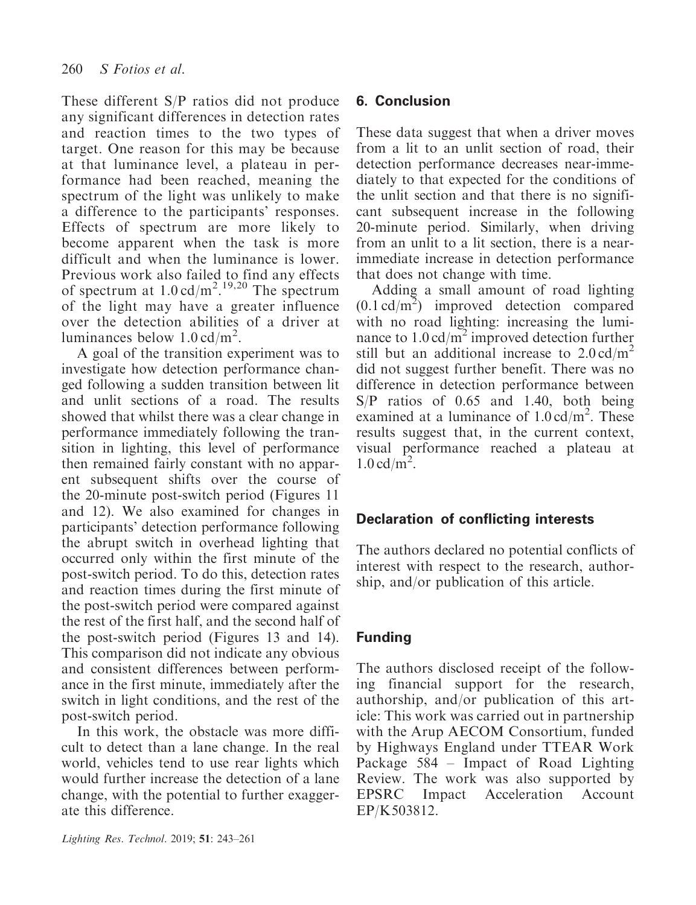These different S/P ratios did not produce any significant differences in detection rates and reaction times to the two types of target. One reason for this may be because at that luminance level, a plateau in performance had been reached, meaning the spectrum of the light was unlikely to make a difference to the participants' responses. Effects of spectrum are more likely to become apparent when the task is more difficult and when the luminance is lower. Previous work also failed to find any effects of spectrum at $1.0\,cd/m^2$.[19,20] The spectrum of the light may have a greater influence over the detection abilities of a driver at luminances below $1.0\,cd/m^2$.

A goal of the transition experiment was to investigate how detection performance changed following a sudden transition between lit and unlit sections of a road. The results showed that whilst there was a clear change in performance immediately following the transition in lighting, this level of performance then remained fairly constant with no apparent subsequent shifts over the course of the 20-minute post-switch period (Figures 11 and 12). We also examined for changes in participants' detection performance following the abrupt switch in overhead lighting that occurred only within the first minute of the post-switch period. To do this, detection rates and reaction times during the first minute of the post-switch period were compared against the rest of the first half, and the second half of the post-switch period (Figures 13 and 14). This comparison did not indicate any obvious and consistent differences between performance in the first minute, immediately after the switch in light conditions, and the rest of the post-switch period.

In this work, the obstacle was more difficult to detect than a lane change. In the real world, vehicles tend to use rear lights which would further increase the detection of a lane change, with the potential to further exaggerate this difference.

## 6. Conclusion

These data suggest that when a driver moves from a lit to an unlit section of road, their detection performance decreases near-immediately to that expected for the conditions of the unlit section and that there is no significant subsequent increase in the following 20-minute period. Similarly, when driving from an unlit to a lit section, there is a near-immediate increase in detection performance that does not change with time.

Adding a small amount of road lighting ($0.1\,cd/m^2$) improved detection compared with no road lighting: increasing the luminance to $1.0\,cd/m^2$ improved detection further still but an additional increase to $2.0\,cd/m^2$ did not suggest further benefit. There was no difference in detection performance between S/P ratios of 0.65 and 1.40, both being examined at a luminance of $1.0\,cd/m^2$. These results suggest that, in the current context, visual performance reached a plateau at $1.0\,cd/m^2$.

## Declaration of conflicting interests

The authors declared no potential conflicts of interest with respect to the research, authorship, and/or publication of this article.

## Funding

The authors disclosed receipt of the following financial support for the research, authorship, and/or publication of this article: This work was carried out in partnership with the Arup AECOM Consortium, funded by Highways England under TTEAR Work Package 584 – Impact of Road Lighting Review. The work was also supported by EPSRC Impact Acceleration Account EP/K503812.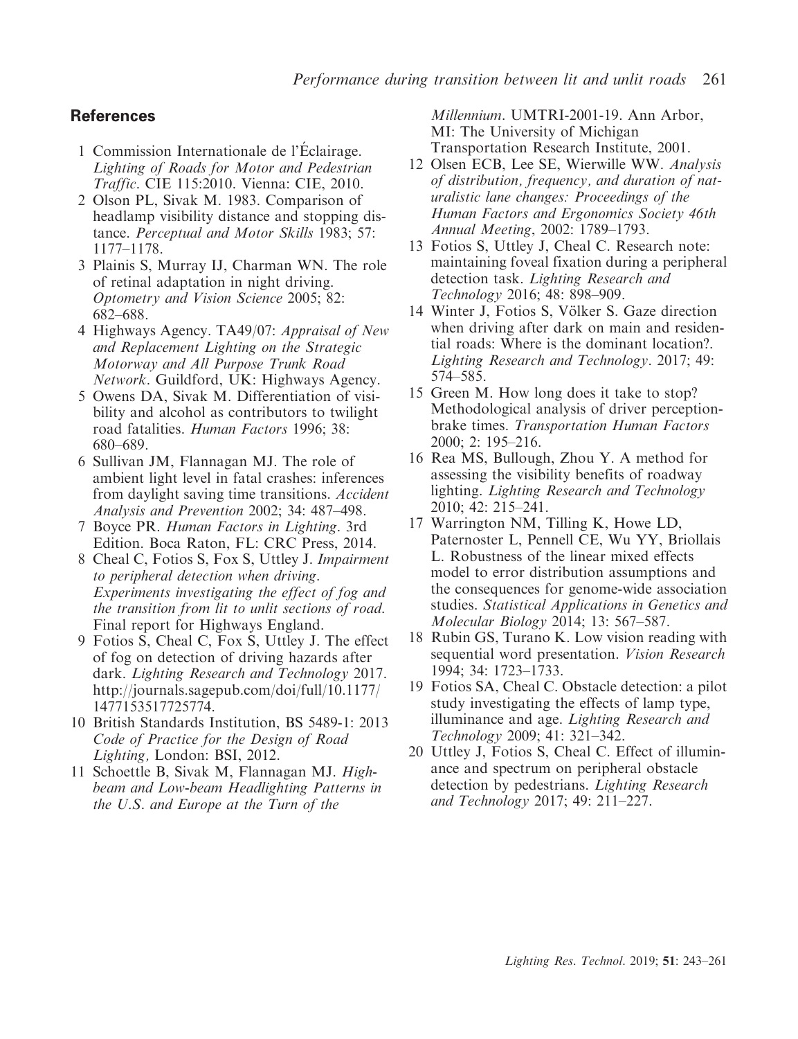## References

1 Commission Internationale de l'Éclairage. *Lighting of Roads for Motor and Pedestrian Traffic*. CIE 115:2010. Vienna: CIE, 2010.

2 Olson PL, Sivak M. 1983. Comparison of headlamp visibility distance and stopping distance. *Perceptual and Motor Skills* 1983; 57: 1177–1178.

3 Plainis S, Murray IJ, Charman WN. The role of retinal adaptation in night driving. *Optometry and Vision Science* 2005; 82: 682–688.

4 Highways Agency. TA49/07: *Appraisal of New and Replacement Lighting on the Strategic Motorway and All Purpose Trunk Road Network*. Guildford, UK: Highways Agency.

5 Owens DA, Sivak M. Differentiation of visibility and alcohol as contributors to twilight road fatalities. *Human Factors* 1996; 38: 680–689.

6 Sullivan JM, Flannagan MJ. The role of ambient light level in fatal crashes: inferences from daylight saving time transitions. *Accident Analysis and Prevention* 2002; 34: 487–498.

7 Boyce PR. *Human Factors in Lighting*. 3rd Edition. Boca Raton, FL: CRC Press, 2014.

8 Cheal C, Fotios S, Fox S, Uttley J. *Impairment to peripheral detection when driving. Experiments investigating the effect of fog and the transition from lit to unlit sections of road.* Final report for Highways England.

9 Fotios S, Cheal C, Fox S, Uttley J. The effect of fog on detection of driving hazards after dark. *Lighting Research and Technology* 2017. http://journals.sagepub.com/doi/full/10.1177/1477153517725774.

10 British Standards Institution, BS 5489-1: 2013 *Code of Practice for the Design of Road Lighting,* London: BSI, 2012.

11 Schoettle B, Sivak M, Flannagan MJ. *High-beam and Low-beam Headlighting Patterns in the U.S. and Europe at the Turn of the Millennium*. UMTRI-2001-19. Ann Arbor, MI: The University of Michigan Transportation Research Institute, 2001.

12 Olsen ECB, Lee SE, Wierwille WW. *Analysis of distribution, frequency, and duration of naturalistic lane changes: Proceedings of the Human Factors and Ergonomics Society 46th Annual Meeting*, 2002: 1789–1793.

13 Fotios S, Uttley J, Cheal C. Research note: maintaining foveal fixation during a peripheral detection task. *Lighting Research and Technology* 2016; 48: 898–909.

14 Winter J, Fotios S, Völker S. Gaze direction when driving after dark on main and residential roads: Where is the dominant location?. *Lighting Research and Technology*. 2017; 49: 574–585.

15 Green M. How long does it take to stop? Methodological analysis of driver perception-brake times. *Transportation Human Factors* 2000; 2: 195–216.

16 Rea MS, Bullough, Zhou Y. A method for assessing the visibility benefits of roadway lighting. *Lighting Research and Technology* 2010; 42: 215–241.

17 Warrington NM, Tilling K, Howe LD, Paternoster L, Pennell CE, Wu YY, Briollais L. Robustness of the linear mixed effects model to error distribution assumptions and the consequences for genome-wide association studies. *Statistical Applications in Genetics and Molecular Biology* 2014; 13: 567–587.

18 Rubin GS, Turano K. Low vision reading with sequential word presentation. *Vision Research* 1994; 34: 1723–1733.

19 Fotios SA, Cheal C. Obstacle detection: a pilot study investigating the effects of lamp type, illuminance and age. *Lighting Research and Technology* 2009; 41: 321–342.

20 Uttley J, Fotios S, Cheal C. Effect of illuminance and spectrum on peripheral obstacle detection by pedestrians. *Lighting Research and Technology* 2017; 49: 211–227.